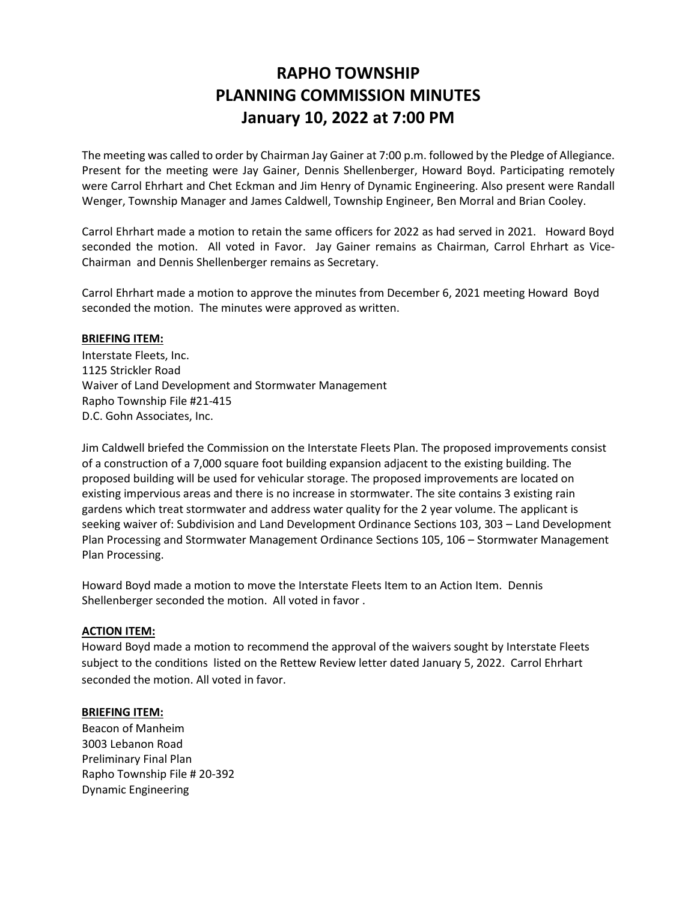# RAPHO TOWNSHIP
# PLANNING COMMISSION MINUTES
# January 10, 2022 at 7:00 PM

The meeting was called to order by Chairman Jay Gainer at 7:00 p.m. followed by the Pledge of Allegiance. Present for the meeting were Jay Gainer, Dennis Shellenberger, Howard Boyd. Participating remotely were Carrol Ehrhart and Chet Eckman and Jim Henry of Dynamic Engineering. Also present were Randall Wenger, Township Manager and James Caldwell, Township Engineer, Ben Morral and Brian Cooley.

Carrol Ehrhart made a motion to retain the same officers for 2022 as had served in 2021. Howard Boyd seconded the motion. All voted in Favor. Jay Gainer remains as Chairman, Carrol Ehrhart as Vice-Chairman and Dennis Shellenberger remains as Secretary.

Carrol Ehrhart made a motion to approve the minutes from December 6, 2021 meeting Howard Boyd seconded the motion. The minutes were approved as written.

**BRIEFING ITEM:**

Interstate Fleets, Inc.
1125 Strickler Road
Waiver of Land Development and Stormwater Management
Rapho Township File #21-415
D.C. Gohn Associates, Inc.

Jim Caldwell briefed the Commission on the Interstate Fleets Plan. The proposed improvements consist of a construction of a 7,000 square foot building expansion adjacent to the existing building. The proposed building will be used for vehicular storage. The proposed improvements are located on existing impervious areas and there is no increase in stormwater. The site contains 3 existing rain gardens which treat stormwater and address water quality for the 2 year volume. The applicant is seeking waiver of: Subdivision and Land Development Ordinance Sections 103, 303 – Land Development Plan Processing and Stormwater Management Ordinance Sections 105, 106 – Stormwater Management Plan Processing.

Howard Boyd made a motion to move the Interstate Fleets Item to an Action Item. Dennis Shellenberger seconded the motion. All voted in favor .

**ACTION ITEM:**

Howard Boyd made a motion to recommend the approval of the waivers sought by Interstate Fleets subject to the conditions listed on the Rettew Review letter dated January 5, 2022. Carrol Ehrhart seconded the motion. All voted in favor.

**BRIEFING ITEM:**

Beacon of Manheim
3003 Lebanon Road
Preliminary Final Plan
Rapho Township File # 20-392
Dynamic Engineering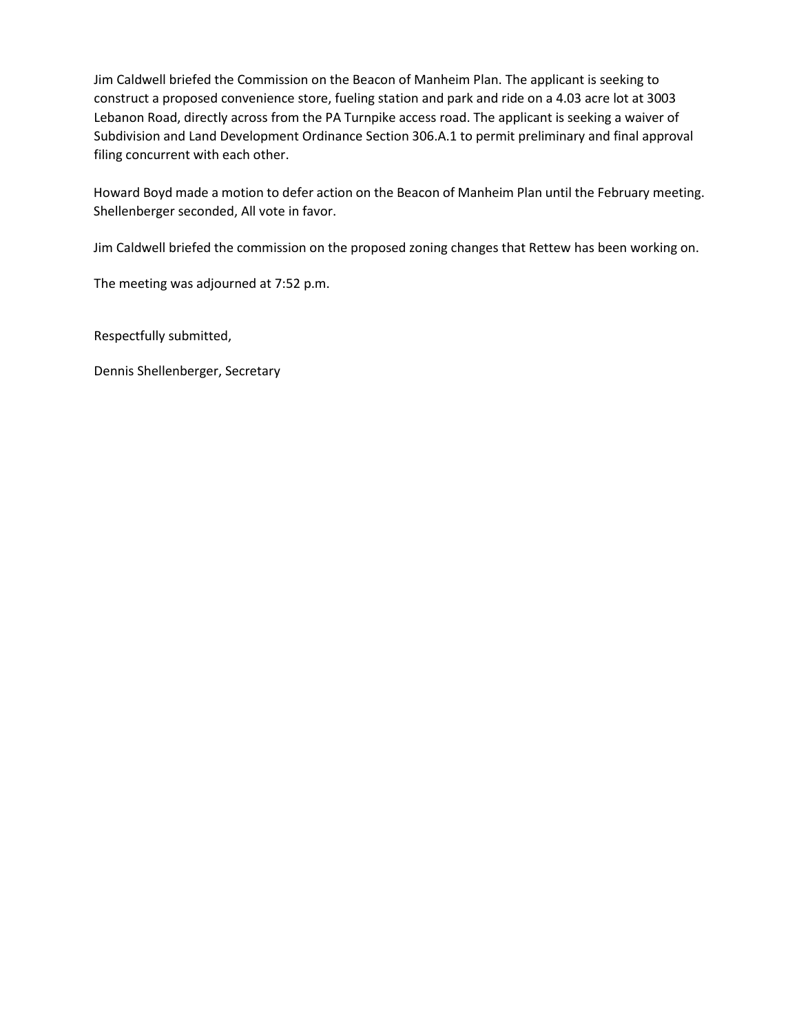Jim Caldwell briefed the Commission on the Beacon of Manheim Plan. The applicant is seeking to construct a proposed convenience store, fueling station and park and ride on a 4.03 acre lot at 3003 Lebanon Road, directly across from the PA Turnpike access road. The applicant is seeking a waiver of Subdivision and Land Development Ordinance Section 306.A.1 to permit preliminary and final approval filing concurrent with each other.

Howard Boyd made a motion to defer action on the Beacon of Manheim Plan until the February meeting. Shellenberger seconded, All vote in favor.

Jim Caldwell briefed the commission on the proposed zoning changes that Rettew has been working on.

The meeting was adjourned at 7:52 p.m.

Respectfully submitted,

Dennis Shellenberger, Secretary